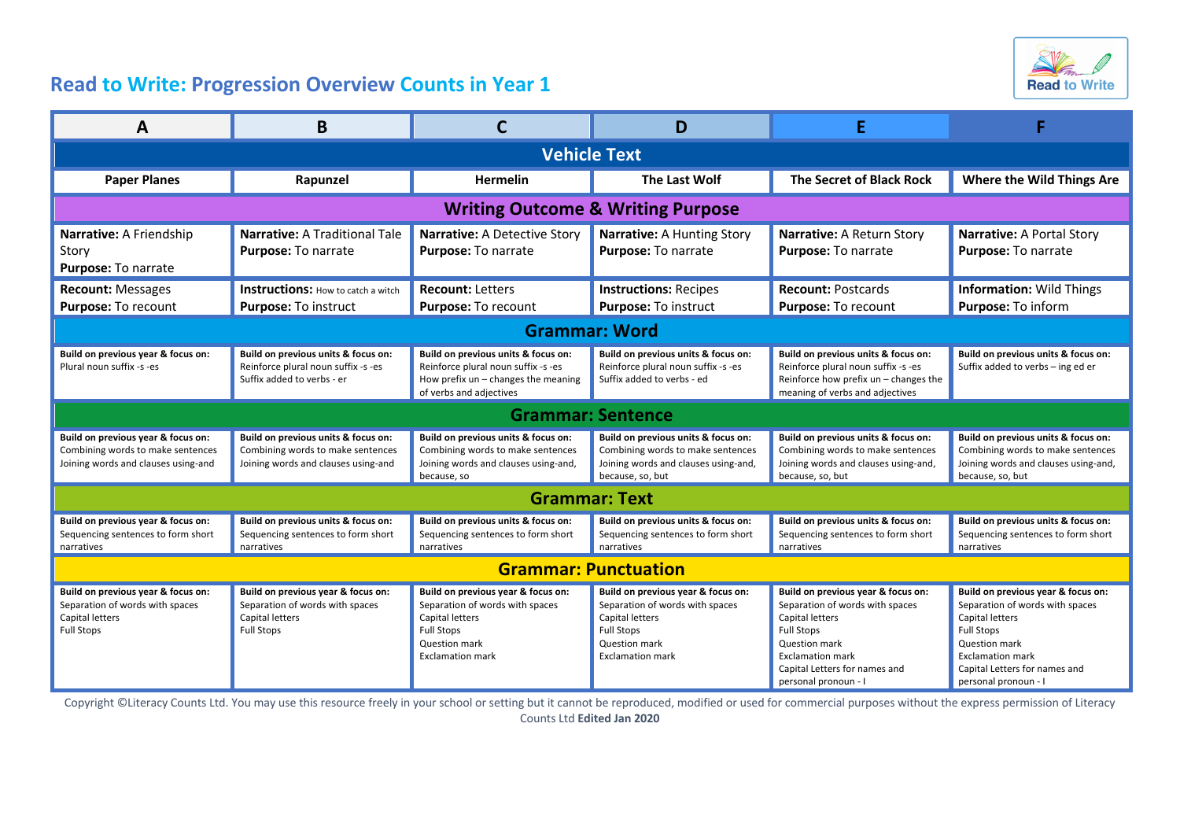# Read to Write: Progression Overview Counts in Year 1

| A | B | C | D | E | F |
|---|---|---|---|---|---|
| **Vehicle Text** | | | | | |
| **Paper Planes** | **Rapunzel** | **Hermelin** | **The Last Wolf** | **The Secret of Black Rock** | **Where the Wild Things Are** |
| **Writing Outcome & Writing Purpose** | | | | | |
| **Narrative:** A Friendship Story<br>**Purpose:** To narrate | **Narrative:** A Traditional Tale<br>**Purpose:** To narrate | **Narrative:** A Detective Story<br>**Purpose:** To narrate | **Narrative:** A Hunting Story<br>**Purpose:** To narrate | **Narrative:** A Return Story<br>**Purpose:** To narrate | **Narrative:** A Portal Story<br>**Purpose:** To narrate |
| **Recount:** Messages<br>**Purpose:** To recount | **Instructions:** How to catch a witch<br>**Purpose:** To instruct | **Recount:** Letters<br>**Purpose:** To recount | **Instructions:** Recipes<br>**Purpose:** To instruct | **Recount:** Postcards<br>**Purpose:** To recount | **Information:** Wild Things<br>**Purpose:** To inform |
| **Grammar: Word** | | | | | |
| **Build on previous year & focus on:**<br>Plural noun suffix -s -es | **Build on previous units & focus on:**<br>Reinforce plural noun suffix -s -es<br>Suffix added to verbs - er | **Build on previous units & focus on:**<br>Reinforce plural noun suffix -s -es<br>How prefix un – changes the meaning of verbs and adjectives | **Build on previous units & focus on:**<br>Reinforce plural noun suffix -s -es<br>Suffix added to verbs - ed | **Build on previous units & focus on:**<br>Reinforce plural noun suffix -s -es<br>Reinforce how prefix un – changes the meaning of verbs and adjectives | **Build on previous units & focus on:**<br>Suffix added to verbs – ing ed er |
| **Grammar: Sentence** | | | | | |
| **Build on previous year & focus on:**<br>Combining words to make sentences<br>Joining words and clauses using-and | **Build on previous units & focus on:**<br>Combining words to make sentences<br>Joining words and clauses using-and | **Build on previous units & focus on:**<br>Combining words to make sentences<br>Joining words and clauses using-and, because, so | **Build on previous units & focus on:**<br>Combining words to make sentences<br>Joining words and clauses using-and, because, so, but | **Build on previous units & focus on:**<br>Combining words to make sentences<br>Joining words and clauses using-and, because, so, but | **Build on previous units & focus on:**<br>Combining words to make sentences<br>Joining words and clauses using-and, because, so, but |
| **Grammar: Text** | | | | | |
| **Build on previous year & focus on:**<br>Sequencing sentences to form short narratives | **Build on previous units & focus on:**<br>Sequencing sentences to form short narratives | **Build on previous units & focus on:**<br>Sequencing sentences to form short narratives | **Build on previous units & focus on:**<br>Sequencing sentences to form short narratives | **Build on previous units & focus on:**<br>Sequencing sentences to form short narratives | **Build on previous units & focus on:**<br>Sequencing sentences to form short narratives |
| **Grammar: Punctuation** | | | | | |
| **Build on previous year & focus on:**<br>Separation of words with spaces<br>Capital letters<br>Full Stops | **Build on previous year & focus on:**<br>Separation of words with spaces<br>Capital letters<br>Full Stops | **Build on previous year & focus on:**<br>Separation of words with spaces<br>Capital letters<br>Full Stops<br>Question mark<br>Exclamation mark | **Build on previous year & focus on:**<br>Separation of words with spaces<br>Capital letters<br>Full Stops<br>Question mark<br>Exclamation mark | **Build on previous year & focus on:**<br>Separation of words with spaces<br>Capital letters<br>Full Stops<br>Question mark<br>Exclamation mark<br>Capital Letters for names and personal pronoun - I | **Build on previous year & focus on:**<br>Separation of words with spaces<br>Capital letters<br>Full Stops<br>Question mark<br>Exclamation mark<br>Capital Letters for names and personal pronoun - I |

Copyright ©Literacy Counts Ltd. You may use this resource freely in your school or setting but it cannot be reproduced, modified or used for commercial purposes without the express permission of Literacy Counts Ltd **Edited Jan 2020**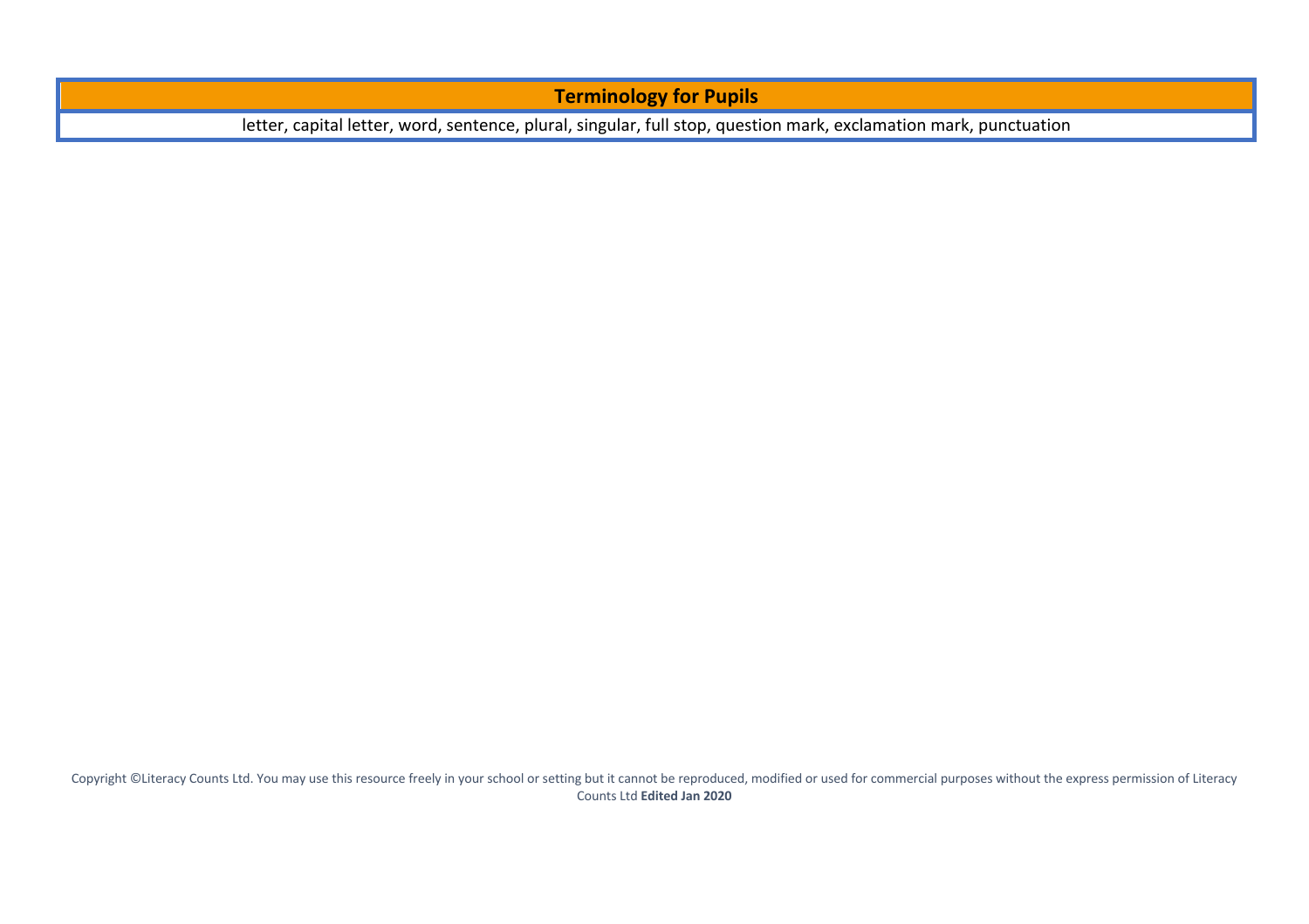| Terminology for Pupils |
| --- |
| letter, capital letter, word, sentence, plural, singular, full stop, question mark, exclamation mark, punctuation |

Copyright ©Literacy Counts Ltd. You may use this resource freely in your school or setting but it cannot be reproduced, modified or used for commercial purposes without the express permission of Literacy Counts Ltd **Edited Jan 2020**